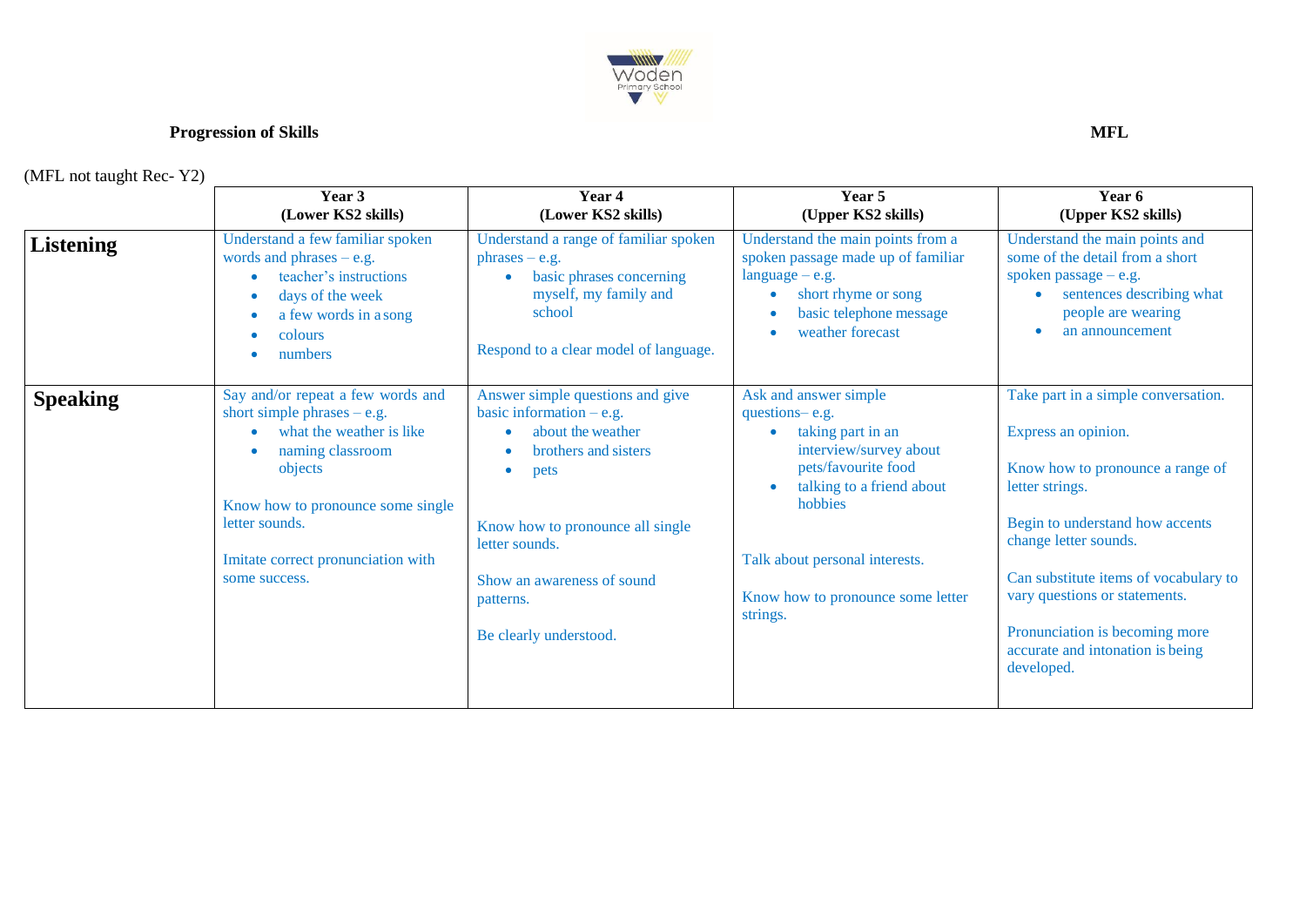**Progression of Skills** **MFL**

(MFL not taught Rec- Y2)

| | Year 3<br>(Lower KS2 skills) | Year 4<br>(Lower KS2 skills) | Year 5<br>(Upper KS2 skills) | Year 6<br>(Upper KS2 skills) |
|---|---|---|---|---|
| **Listening** | Understand a few familiar spoken words and phrases – e.g.<br>• teacher's instructions<br>• days of the week<br>• a few words in a song<br>• colours<br>• numbers | Understand a range of familiar spoken phrases – e.g.<br>• basic phrases concerning myself, my family and school<br><br>Respond to a clear model of language. | Understand the main points from a spoken passage made up of familiar language – e.g.<br>• short rhyme or song<br>• basic telephone message<br>• weather forecast | Understand the main points and some of the detail from a short spoken passage – e.g.<br>• sentences describing what people are wearing<br>• an announcement |
| **Speaking** | Say and/or repeat a few words and short simple phrases – e.g.<br>• what the weather is like<br>• naming classroom objects<br><br>Know how to pronounce some single letter sounds.<br><br>Imitate correct pronunciation with some success. | Answer simple questions and give basic information – e.g.<br>• about the weather<br>• brothers and sisters<br>• pets<br><br>Know how to pronounce all single letter sounds.<br><br>Show an awareness of sound patterns.<br><br>Be clearly understood. | Ask and answer simple questions– e.g.<br>• taking part in an interview/survey about pets/favourite food<br>• talking to a friend about hobbies<br><br>Talk about personal interests.<br><br>Know how to pronounce some letter strings. | Take part in a simple conversation.<br><br>Express an opinion.<br><br>Know how to pronounce a range of letter strings.<br><br>Begin to understand how accents change letter sounds.<br><br>Can substitute items of vocabulary to vary questions or statements.<br><br>Pronunciation is becoming more accurate and intonation is being developed. |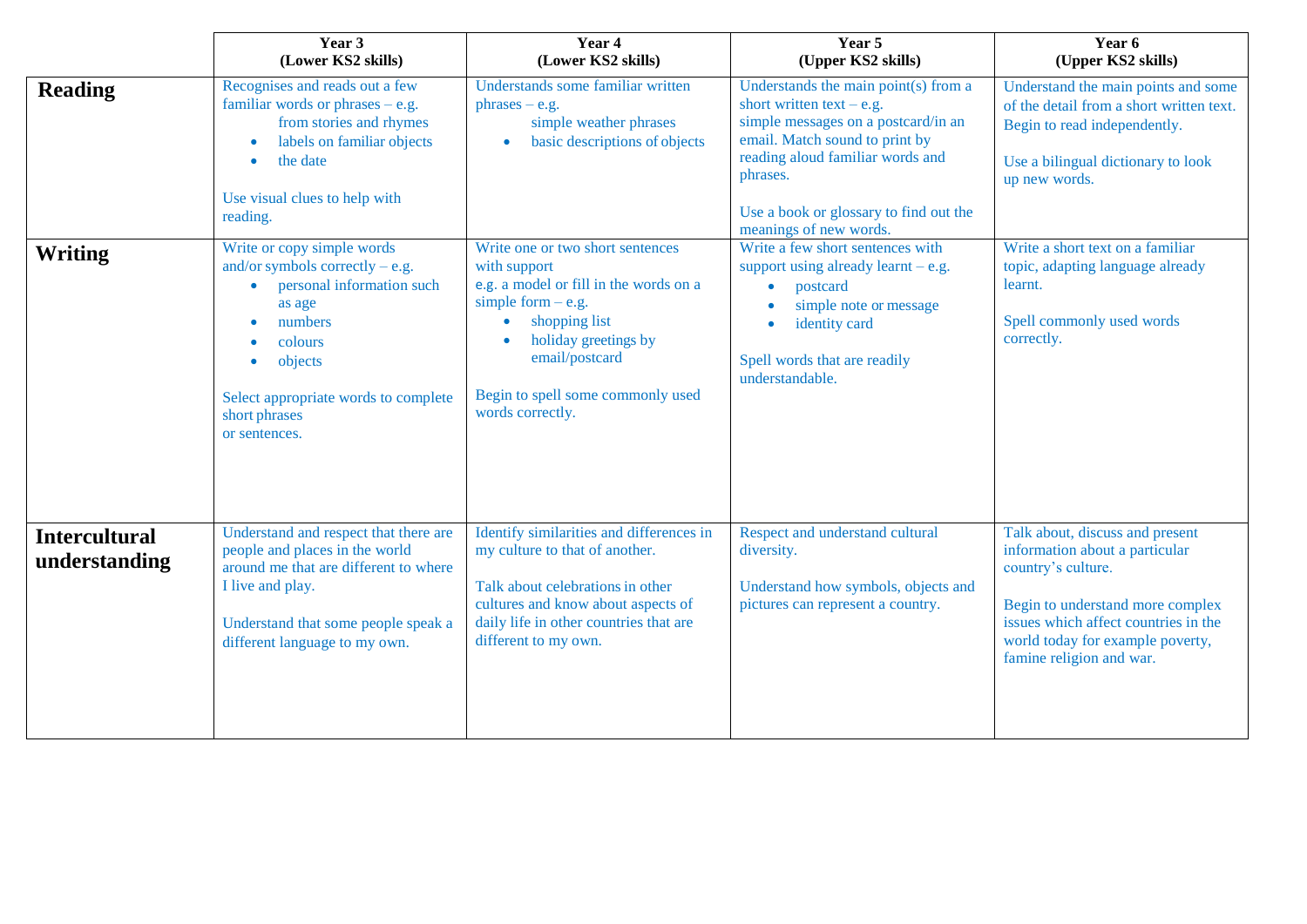| | Year 3 (Lower KS2 skills) | Year 4 (Lower KS2 skills) | Year 5 (Upper KS2 skills) | Year 6 (Upper KS2 skills) |
|---|---|---|---|---|
| **Reading** | Recognises and reads out a few familiar words or phrases – e.g. from stories and rhymes<br>• labels on familiar objects<br>• the date<br><br>Use visual clues to help with reading. | Understands some familiar written phrases – e.g. simple weather phrases<br>• basic descriptions of objects | Understands the main point(s) from a short written text – e.g. simple messages on a postcard/in an email. Match sound to print by reading aloud familiar words and phrases.<br><br>Use a book or glossary to find out the meanings of new words. | Understand the main points and some of the detail from a short written text. Begin to read independently.<br><br>Use a bilingual dictionary to look up new words. |
| **Writing** | Write or copy simple words and/or symbols correctly – e.g.<br>• personal information such as age<br>• numbers<br>• colours<br>• objects<br><br>Select appropriate words to complete short phrases or sentences. | Write one or two short sentences with support e.g. a model or fill in the words on a simple form – e.g.<br>• shopping list<br>• holiday greetings by email/postcard<br><br>Begin to spell some commonly used words correctly. | Write a few short sentences with support using already learnt – e.g.<br>• postcard<br>• simple note or message<br>• identity card<br><br>Spell words that are readily understandable. | Write a short text on a familiar topic, adapting language already learnt.<br><br>Spell commonly used words correctly. |
| **Intercultural understanding** | Understand and respect that there are people and places in the world around me that are different to where I live and play.<br><br>Understand that some people speak a different language to my own. | Identify similarities and differences in my culture to that of another.<br><br>Talk about celebrations in other cultures and know about aspects of daily life in other countries that are different to my own. | Respect and understand cultural diversity.<br><br>Understand how symbols, objects and pictures can represent a country. | Talk about, discuss and present information about a particular country's culture.<br><br>Begin to understand more complex issues which affect countries in the world today for example poverty, famine religion and war. |